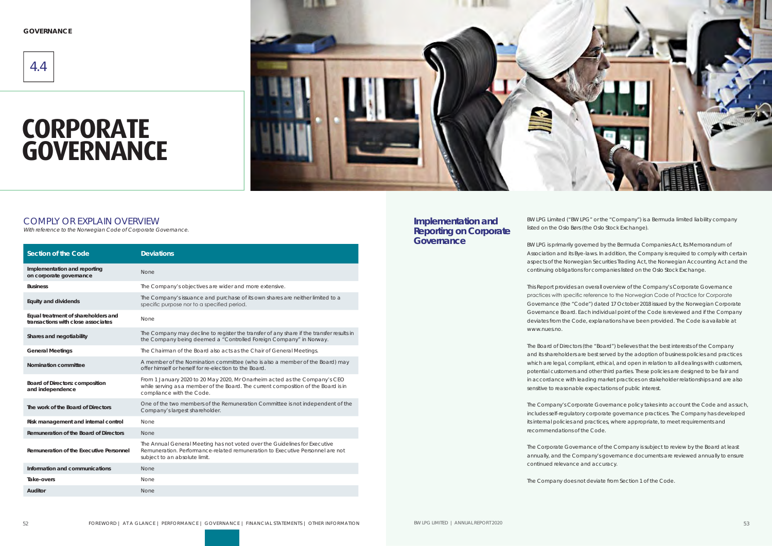GOVERNANCE

4.4

# CORPORATE GOVERNANCE

## COMPLY OR EXPLAIN OVERVIEW

*With reference to the Norwegian Code of Corporate Governance.*

| Section of the Code | Deviations |
|---|---|
| Implementation and reporting on corporate governance | None |
| Business | The Company's objectives are wider and more extensive. |
| Equity and dividends | The Company's issuance and purchase of its own shares are neither limited to a specific purpose nor to a specified period. |
| Equal treatment of shareholders and transactions with close associates | None |
| Shares and negotiability | The Company may decline to register the transfer of any share if the transfer results in the Company being deemed a "Controlled Foreign Company" in Norway. |
| General Meetings | The Chairman of the Board also acts as the Chair of General Meetings. |
| Nomination committee | A member of the Nomination committee (who is also a member of the Board) may offer himself or herself for re-election to the Board. |
| Board of Directors: composition and independence | From 1 January 2020 to 20 May 2020, Mr Onarheim acted as the Company's CEO while serving as a member of the Board. The current composition of the Board is in compliance with the Code. |
| The work of the Board of Directors | One of the two members of the Remuneration Committee is not independent of the Company's largest shareholder. |
| Risk management and internal control | None |
| Remuneration of the Board of Directors | None |
| Remuneration of the Executive Personnel | The Annual General Meeting has not voted over the Guidelines for Executive Remuneration. Performance-related remuneration to Executive Personnel are not subject to an absolute limit. |
| Information and communications | None |
| Take-overs | None |
| Auditor | None |

## Implementation and Reporting on Corporate Governance

BW LPG Limited ("BW LPG" or the "Company") is a Bermuda limited liability company listed on the Oslo Børs (the Oslo Stock Exchange).

BW LPG is primarily governed by the Bermuda Companies Act, its Memorandum of Association and its Bye-laws. In addition, the Company is required to comply with certain aspects of the Norwegian Securities Trading Act, the Norwegian Accounting Act and the continuing obligations for companies listed on the Oslo Stock Exchange.

This Report provides an overall overview of the Company's Corporate Governance practices with specific reference to the Norwegian Code of Practice for Corporate Governance (the "Code") dated 17 October 2018 issued by the Norwegian Corporate Governance Board. Each individual point of the Code is reviewed and if the Company deviates from the Code, explanations have been provided. The Code is available at www.nues.no.

The Board of Directors (the "Board") believes that the best interests of the Company and its shareholders are best served by the adoption of business policies and practices which are legal, compliant, ethical, and open in relation to all dealings with customers, potential customers and other third parties. These policies are designed to be fair and in accordance with leading market practices on stakeholder relationships and are also sensitive to reasonable expectations of public interest.

The Company's Corporate Governance policy takes into account the Code and as such, includes self-regulatory corporate governance practices. The Company has developed its internal policies and practices, where appropriate, to meet requirements and recommendations of the Code.

The Corporate Governance of the Company is subject to review by the Board at least annually, and the Company's governance documents are reviewed annually to ensure continued relevance and accuracy.

The Company does not deviate from Section 1 of the Code.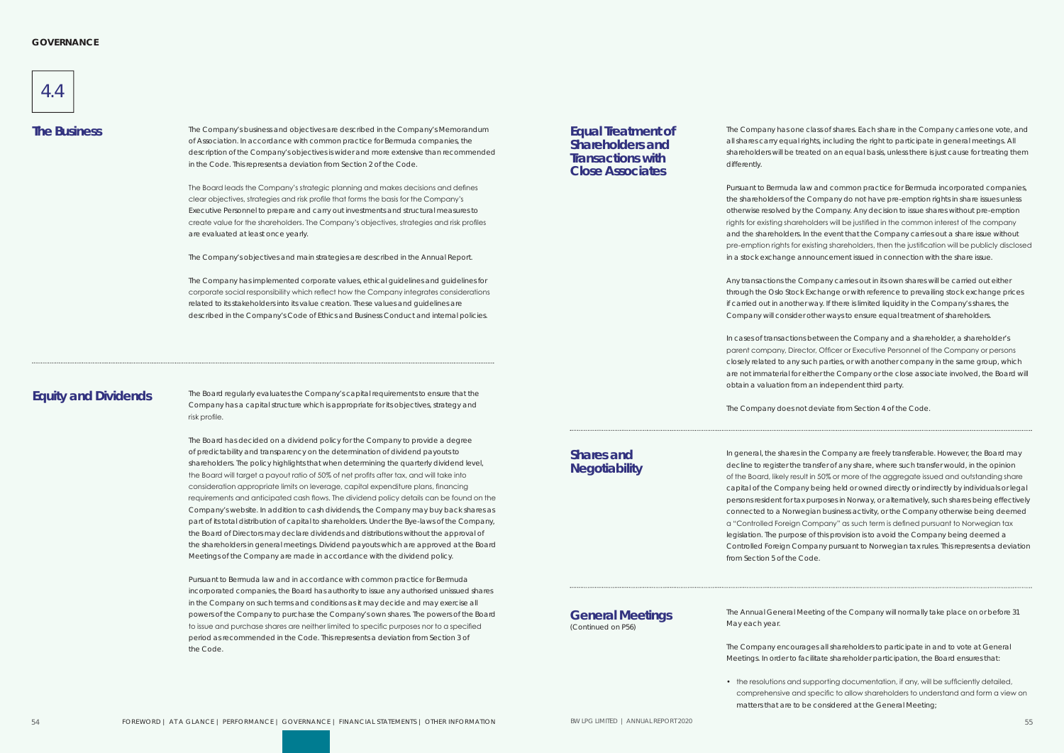# 4.4

## The Business

The Company's business and objectives are described in the Company's Memorandum of Association. In accordance with common practice for Bermuda companies, the description of the Company's objectives is wider and more extensive than recommended in the Code. This represents a deviation from Section 2 of the Code.

The Board leads the Company's strategic planning and makes decisions and defines clear objectives, strategies and risk profile that forms the basis for the Company's Executive Personnel to prepare and carry out investments and structural measures to create value for the shareholders. The Company's objectives, strategies and risk profiles are evaluated at least once yearly.

The Company's objectives and main strategies are described in the Annual Report.

The Company has implemented corporate values, ethical guidelines and guidelines for corporate social responsibility which reflect how the Company integrates considerations related to its stakeholders into its value creation. These values and guidelines are described in the Company's Code of Ethics and Business Conduct and internal policies.

## Equity and Dividends

The Board regularly evaluates the Company's capital requirements to ensure that the Company has a capital structure which is appropriate for its objectives, strategy and risk profile.

The Board has decided on a dividend policy for the Company to provide a degree of predictability and transparency on the determination of dividend payouts to shareholders. The policy highlights that when determining the quarterly dividend level, the Board will target a payout ratio of 50% of net profits after tax, and will take into consideration appropriate limits on leverage, capital expenditure plans, financing requirements and anticipated cash flows. The dividend policy details can be found on the Company's website. In addition to cash dividends, the Company may buy back shares as part of its total distribution of capital to shareholders. Under the Bye-laws of the Company, the Board of Directors may declare dividends and distributions without the approval of the shareholders in general meetings. Dividend payouts which are approved at the Board Meetings of the Company are made in accordance with the dividend policy.

Pursuant to Bermuda law and in accordance with common practice for Bermuda incorporated companies, the Board has authority to issue any authorised unissued shares in the Company on such terms and conditions as it may decide and may exercise all powers of the Company to purchase the Company's own shares. The powers of the Board to issue and purchase shares are neither limited to specific purposes nor to a specified period as recommended in the Code. This represents a deviation from Section 3 of the Code.

## Equal Treatment of Shareholders and Transactions with Close Associates

The Company has one class of shares. Each share in the Company carries one vote, and all shares carry equal rights, including the right to participate in general meetings. All shareholders will be treated on an equal basis, unless there is just cause for treating them differently.

Pursuant to Bermuda law and common practice for Bermuda incorporated companies, the shareholders of the Company do not have pre-emption rights in share issues unless otherwise resolved by the Company. Any decision to issue shares without pre-emption rights for existing shareholders will be justified in the common interest of the company and the shareholders. In the event that the Company carries out a share issue without pre-emption rights for existing shareholders, then the justification will be publicly disclosed in a stock exchange announcement issued in connection with the share issue.

Any transactions the Company carries out in its own shares will be carried out either through the Oslo Stock Exchange or with reference to prevailing stock exchange prices if carried out in another way. If there is limited liquidity in the Company's shares, the Company will consider other ways to ensure equal treatment of shareholders.

In cases of transactions between the Company and a shareholder, a shareholder's parent company, Director, Officer or Executive Personnel of the Company or persons closely related to any such parties, or with another company in the same group, which are not immaterial for either the Company or the close associate involved, the Board will obtain a valuation from an independent third party.

The Company does not deviate from Section 4 of the Code.

## Shares and Negotiability

In general, the shares in the Company are freely transferable. However, the Board may decline to register the transfer of any share, where such transfer would, in the opinion of the Board, likely result in 50% or more of the aggregate issued and outstanding share capital of the Company being held or owned directly or indirectly by individuals or legal persons resident for tax purposes in Norway, or alternatively, such shares being effectively connected to a Norwegian business activity, or the Company otherwise being deemed a "Controlled Foreign Company" as such term is defined pursuant to Norwegian tax legislation. The purpose of this provision is to avoid the Company being deemed a Controlled Foreign Company pursuant to Norwegian tax rules. This represents a deviation from Section 5 of the Code.

## General Meetings

(Continued on P56)

The Annual General Meeting of the Company will normally take place on or before 31 May each year.

The Company encourages all shareholders to participate in and to vote at General Meetings. In order to facilitate shareholder participation, the Board ensures that:

- the resolutions and supporting documentation, if any, will be sufficiently detailed, comprehensive and specific to allow shareholders to understand and form a view on matters that are to be considered at the General Meeting;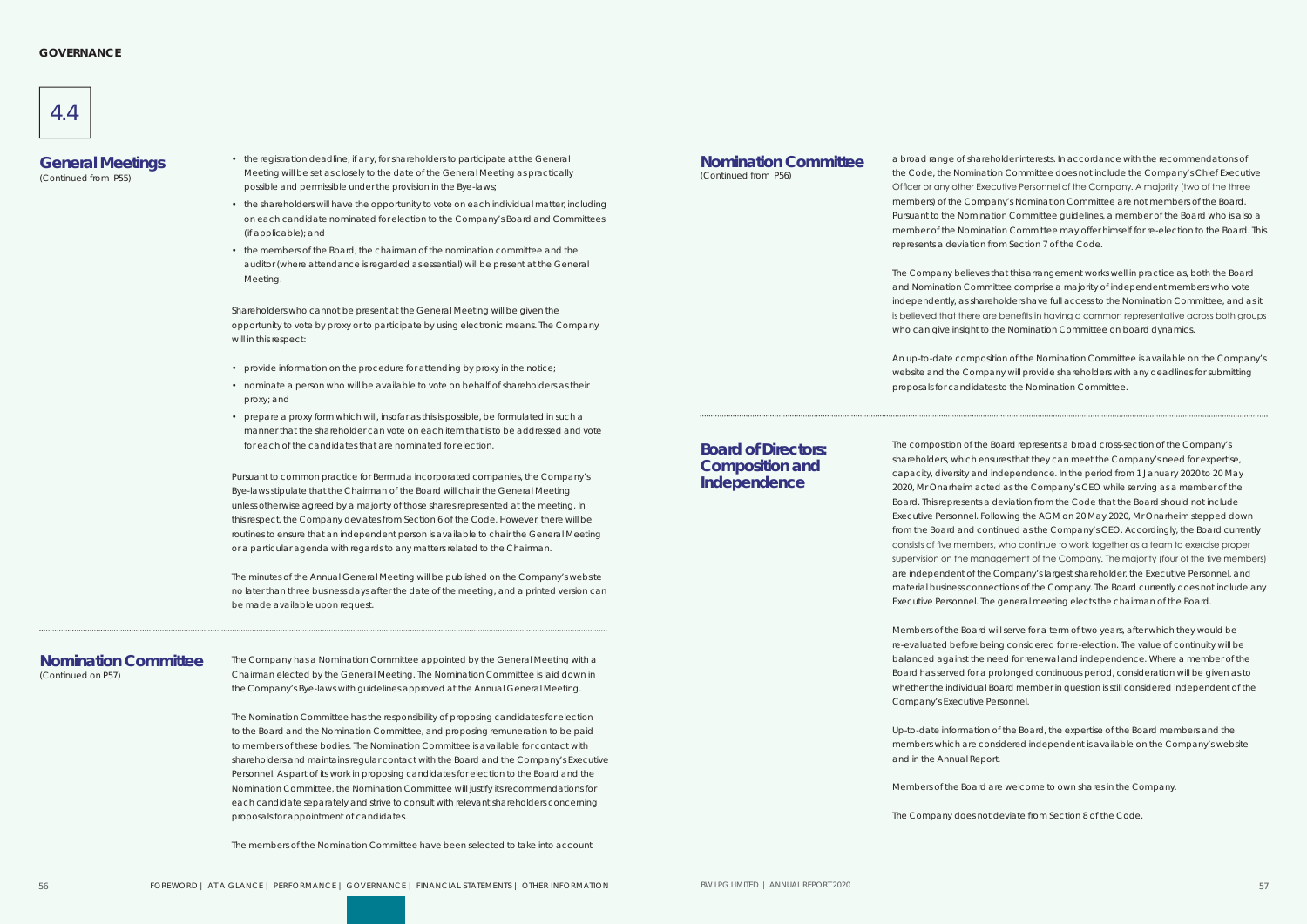# 4.4

## General Meetings

(Continued from P55)

- the registration deadline, if any, for shareholders to participate at the General Meeting will be set as closely to the date of the General Meeting as practically possible and permissible under the provision in the Bye-laws;
- the shareholders will have the opportunity to vote on each individual matter, including on each candidate nominated for election to the Company's Board and Committees (if applicable); and
- the members of the Board, the chairman of the nomination committee and the auditor (where attendance is regarded as essential) will be present at the General Meeting.

Shareholders who cannot be present at the General Meeting will be given the opportunity to vote by proxy or to participate by using electronic means. The Company will in this respect:

- provide information on the procedure for attending by proxy in the notice;
- nominate a person who will be available to vote on behalf of shareholders as their proxy; and
- prepare a proxy form which will, insofar as this is possible, be formulated in such a manner that the shareholder can vote on each item that is to be addressed and vote for each of the candidates that are nominated for election.

Pursuant to common practice for Bermuda incorporated companies, the Company's Bye-laws stipulate that the Chairman of the Board will chair the General Meeting unless otherwise agreed by a majority of those shares represented at the meeting. In this respect, the Company deviates from Section 6 of the Code. However, there will be routines to ensure that an independent person is available to chair the General Meeting or a particular agenda with regards to any matters related to the Chairman.

The minutes of the Annual General Meeting will be published on the Company's website no later than three business days after the date of the meeting, and a printed version can be made available upon request.

## Nomination Committee

(Continued on P57)

The Company has a Nomination Committee appointed by the General Meeting with a Chairman elected by the General Meeting. The Nomination Committee is laid down in the Company's Bye-laws with guidelines approved at the Annual General Meeting.

The Nomination Committee has the responsibility of proposing candidates for election to the Board and the Nomination Committee, and proposing remuneration to be paid to members of these bodies. The Nomination Committee is available for contact with shareholders and maintains regular contact with the Board and the Company's Executive Personnel. As part of its work in proposing candidates for election to the Board and the Nomination Committee, the Nomination Committee will justify its recommendations for each candidate separately and strive to consult with relevant shareholders concerning proposals for appointment of candidates.

The members of the Nomination Committee have been selected to take into account

## Nomination Committee

(Continued from P56)

a broad range of shareholder interests. In accordance with the recommendations of the Code, the Nomination Committee does not include the Company's Chief Executive Officer or any other Executive Personnel of the Company. A majority (two of the three members) of the Company's Nomination Committee are not members of the Board. Pursuant to the Nomination Committee guidelines, a member of the Board who is also a member of the Nomination Committee may offer himself for re-election to the Board. This represents a deviation from Section 7 of the Code.

The Company believes that this arrangement works well in practice as, both the Board and Nomination Committee comprise a majority of independent members who vote independently, as shareholders have full access to the Nomination Committee, and as it is believed that there are benefits in having a common representative across both groups who can give insight to the Nomination Committee on board dynamics.

An up-to-date composition of the Nomination Committee is available on the Company's website and the Company will provide shareholders with any deadlines for submitting proposals for candidates to the Nomination Committee.

## Board of Directors: Composition and Independence

The composition of the Board represents a broad cross-section of the Company's shareholders, which ensures that they can meet the Company's need for expertise, capacity, diversity and independence. In the period from 1 January 2020 to 20 May 2020, Mr Onarheim acted as the Company's CEO while serving as a member of the Board. This represents a deviation from the Code that the Board should not include Executive Personnel. Following the AGM on 20 May 2020, Mr Onarheim stepped down from the Board and continued as the Company's CEO. Accordingly, the Board currently consists of five members, who continue to work together as a team to exercise proper supervision on the management of the Company. The majority (four of the five members) are independent of the Company's largest shareholder, the Executive Personnel, and material business connections of the Company. The Board currently does not include any Executive Personnel. The general meeting elects the chairman of the Board.

Members of the Board will serve for a term of two years, after which they would be re-evaluated before being considered for re-election. The value of continuity will be balanced against the need for renewal and independence. Where a member of the Board has served for a prolonged continuous period, consideration will be given as to whether the individual Board member in question is still considered independent of the Company's Executive Personnel.

Up-to-date information of the Board, the expertise of the Board members and the members which are considered independent is available on the Company's website and in the Annual Report.

Members of the Board are welcome to own shares in the Company.

The Company does not deviate from Section 8 of the Code.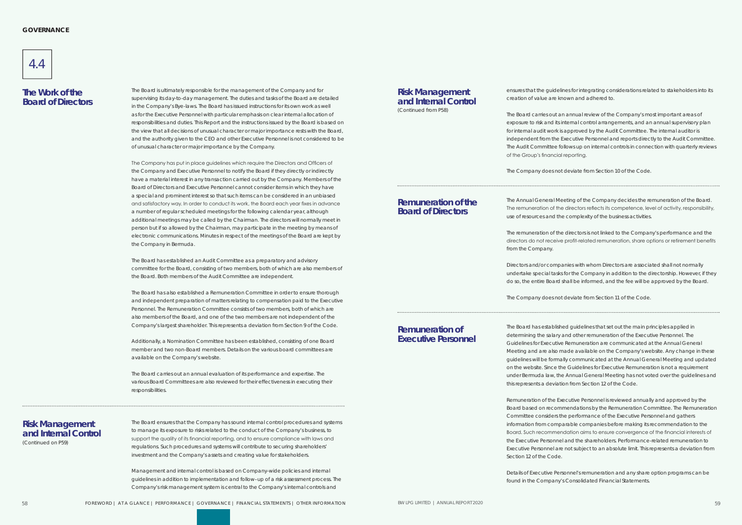# 4.4

## The Work of the Board of Directors

The Board is ultimately responsible for the management of the Company and for supervising its day-to-day management. The duties and tasks of the Board are detailed in the Company's Bye-laws. The Board has issued instructions for its own work as well as for the Executive Personnel with particular emphasis on clear internal allocation of responsibilities and duties. This Report and the instructions issued by the Board is based on the view that all decisions of unusual character or major importance rests with the Board, and the authority given to the CEO and other Executive Personnel is not considered to be of unusual character or major importance by the Company.

The Company has put in place guidelines which require the Directors and Officers of the Company and Executive Personnel to notify the Board if they directly or indirectly have a material interest in any transaction carried out by the Company. Members of the Board of Directors and Executive Personnel cannot consider items in which they have a special and prominent interest so that such items can be considered in an unbiased and satisfactory way. In order to conduct its work, the Board each year fixes in advance a number of regular scheduled meetings for the following calendar year, although additional meetings may be called by the Chairman. The directors will normally meet in person but if so allowed by the Chairman, may participate in the meeting by means of electronic communications. Minutes in respect of the meetings of the Board are kept by the Company in Bermuda.

The Board has established an Audit Committee as a preparatory and advisory committee for the Board, consisting of two members, both of which are also members of the Board. Both members of the Audit Committee are independent.

The Board has also established a Remuneration Committee in order to ensure thorough and independent preparation of matters relating to compensation paid to the Executive Personnel. The Remuneration Committee consists of two members, both of which are also members of the Board, and one of the two members are not independent of the Company's largest shareholder. This represents a deviation from Section 9 of the Code.

Additionally, a Nomination Committee has been established, consisting of one Board member and two non-Board members. Details on the various board committees are available on the Company's website.

The Board carries out an annual evaluation of its performance and expertise. The various Board Committees are also reviewed for their effectiveness in executing their responsibilities.

## Risk Management and Internal Control

(Continued on P59)

The Board ensures that the Company has sound internal control procedures and systems to manage its exposure to risks related to the conduct of the Company's business, to support the quality of its financial reporting, and to ensure compliance with laws and regulations. Such procedures and systems will contribute to securing shareholders' investment and the Company's assets and creating value for stakeholders.

Management and internal control is based on Company-wide policies and internal guidelines in addition to implementation and follow–up of a risk assessment process. The Company's risk management system is central to the Company's internal controls and ensures that the guidelines for integrating considerations related to stakeholders into its creation of value are known and adhered to.

The Board carries out an annual review of the Company's most important areas of exposure to risk and its internal control arrangements, and an annual supervisory plan for internal audit work is approved by the Audit Committee. The internal auditor is independent from the Executive Personnel and reports directly to the Audit Committee. The Audit Committee follows up on internal controls in connection with quarterly reviews of the Group's financial reporting.

The Company does not deviate from Section 10 of the Code.

## Remuneration of the Board of Directors

The Annual General Meeting of the Company decides the remuneration of the Board. The remuneration of the directors reflects its competence, level of activity, responsibility, use of resources and the complexity of the business activities.

The remuneration of the directors is not linked to the Company's performance and the directors do not receive profit-related remuneration, share options or retirement benefits from the Company.

Directors and/or companies with whom Directors are associated shall not normally undertake special tasks for the Company in addition to the directorship. However, if they do so, the entire Board shall be informed, and the fee will be approved by the Board.

The Company does not deviate from Section 11 of the Code.

## Remuneration of Executive Personnel

The Board has established guidelines that set out the main principles applied in determining the salary and other remuneration of the Executive Personnel. The Guidelines for Executive Remuneration are communicated at the Annual General Meeting and are also made available on the Company's website. Any change in these guidelines will be formally communicated at the Annual General Meeting and updated on the website. Since the Guidelines for Executive Remuneration is not a requirement under Bermuda law, the Annual General Meeting has not voted over the guidelines and this represents a deviation from Section 12 of the Code.

Remuneration of the Executive Personnel is reviewed annually and approved by the Board based on recommendations by the Remuneration Committee. The Remuneration Committee considers the performance of the Executive Personnel and gathers information from comparable companies before making its recommendation to the Board. Such recommendation aims to ensure convergence of the financial interests of the Executive Personnel and the shareholders. Performance-related remuneration to Executive Personnel are not subject to an absolute limit. This represents a deviation from Section 12 of the Code.

Details of Executive Personnel's remuneration and any share option programs can be found in the Company's Consolidated Financial Statements.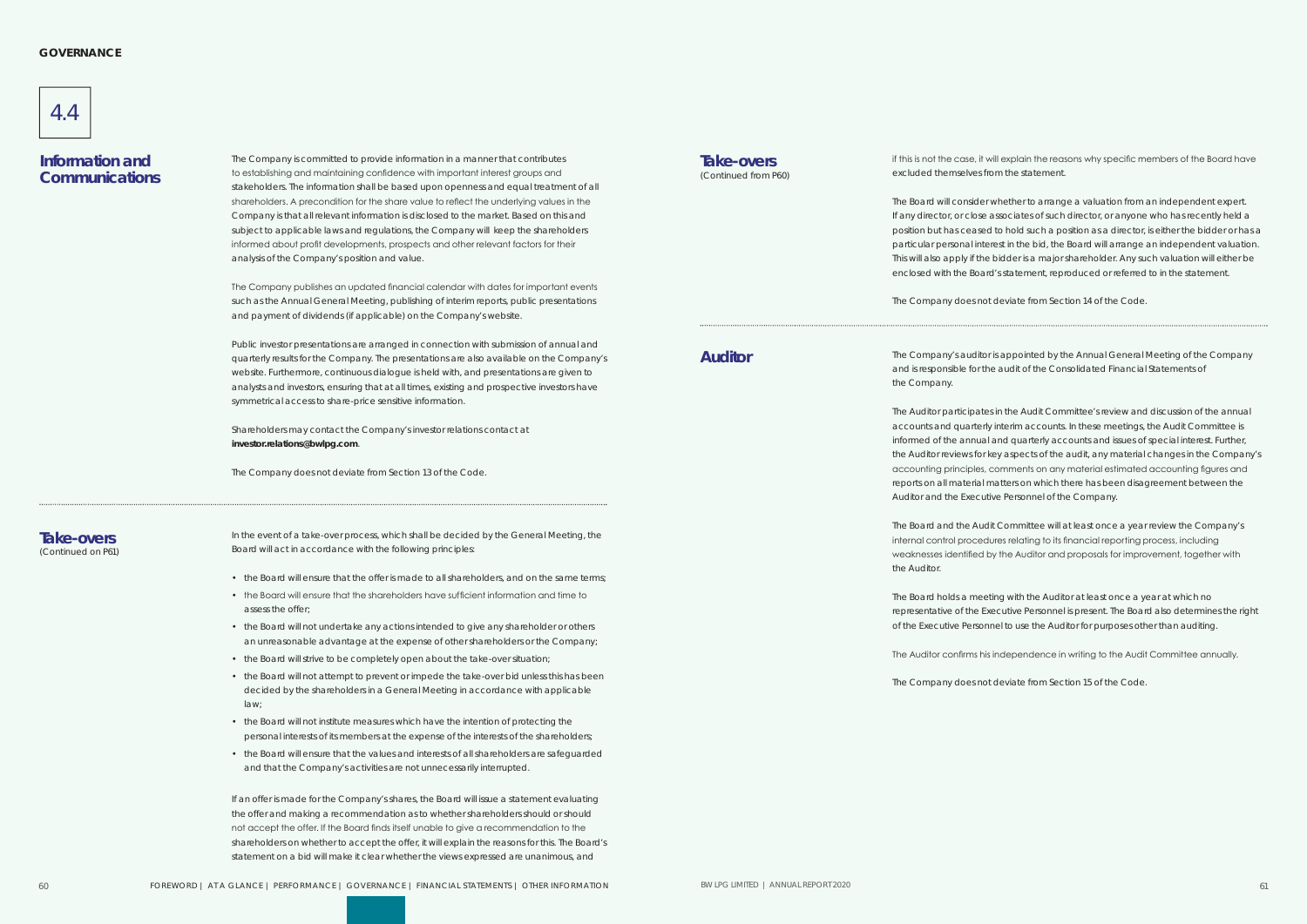# 4.4

## Information and Communications

The Company is committed to provide information in a manner that contributes to establishing and maintaining confidence with important interest groups and stakeholders. The information shall be based upon openness and equal treatment of all shareholders. A precondition for the share value to reflect the underlying values in the Company is that all relevant information is disclosed to the market. Based on this and subject to applicable laws and regulations, the Company will keep the shareholders informed about profit developments, prospects and other relevant factors for their analysis of the Company's position and value.

The Company publishes an updated financial calendar with dates for important events such as the Annual General Meeting, publishing of interim reports, public presentations and payment of dividends (if applicable) on the Company's website.

Public investor presentations are arranged in connection with submission of annual and quarterly results for the Company. The presentations are also available on the Company's website. Furthermore, continuous dialogue is held with, and presentations are given to analysts and investors, ensuring that at all times, existing and prospective investors have symmetrical access to share-price sensitive information.

Shareholders may contact the Company's investor relations contact at **investor.relations@bwlpg.com**.

The Company does not deviate from Section 13 of the Code.

## Take-overs

In the event of a take-over process, which shall be decided by the General Meeting, the Board will act in accordance with the following principles:

- the Board will ensure that the offer is made to all shareholders, and on the same terms;
- the Board will ensure that the shareholders have sufficient information and time to assess the offer;
- the Board will not undertake any actions intended to give any shareholder or others an unreasonable advantage at the expense of other shareholders or the Company;
- the Board will strive to be completely open about the take-over situation;
- the Board will not attempt to prevent or impede the take-over bid unless this has been decided by the shareholders in a General Meeting in accordance with applicable law;
- the Board will not institute measures which have the intention of protecting the personal interests of its members at the expense of the interests of the shareholders;
- the Board will ensure that the values and interests of all shareholders are safeguarded and that the Company's activities are not unnecessarily interrupted.

If an offer is made for the Company's shares, the Board will issue a statement evaluating the offer and making a recommendation as to whether shareholders should or should not accept the offer. If the Board finds itself unable to give a recommendation to the shareholders on whether to accept the offer, it will explain the reasons for this. The Board's statement on a bid will make it clear whether the views expressed are unanimous, and if this is not the case, it will explain the reasons why specific members of the Board have excluded themselves from the statement.

The Board will consider whether to arrange a valuation from an independent expert. If any director, or close associates of such director, or anyone who has recently held a position but has ceased to hold such a position as a director, is either the bidder or has a particular personal interest in the bid, the Board will arrange an independent valuation. This will also apply if the bidder is a major shareholder. Any such valuation will either be enclosed with the Board's statement, reproduced or referred to in the statement.

The Company does not deviate from Section 14 of the Code.

## Auditor

The Company's auditor is appointed by the Annual General Meeting of the Company and is responsible for the audit of the Consolidated Financial Statements of the Company.

The Auditor participates in the Audit Committee's review and discussion of the annual accounts and quarterly interim accounts. In these meetings, the Audit Committee is informed of the annual and quarterly accounts and issues of special interest. Further, the Auditor reviews for key aspects of the audit, any material changes in the Company's accounting principles, comments on any material estimated accounting figures and reports on all material matters on which there has been disagreement between the Auditor and the Executive Personnel of the Company.

The Board and the Audit Committee will at least once a year review the Company's internal control procedures relating to its financial reporting process, including weaknesses identified by the Auditor and proposals for improvement, together with the Auditor.

The Board holds a meeting with the Auditor at least once a year at which no representative of the Executive Personnel is present. The Board also determines the right of the Executive Personnel to use the Auditor for purposes other than auditing.

The Auditor confirms his independence in writing to the Audit Committee annually.

The Company does not deviate from Section 15 of the Code.